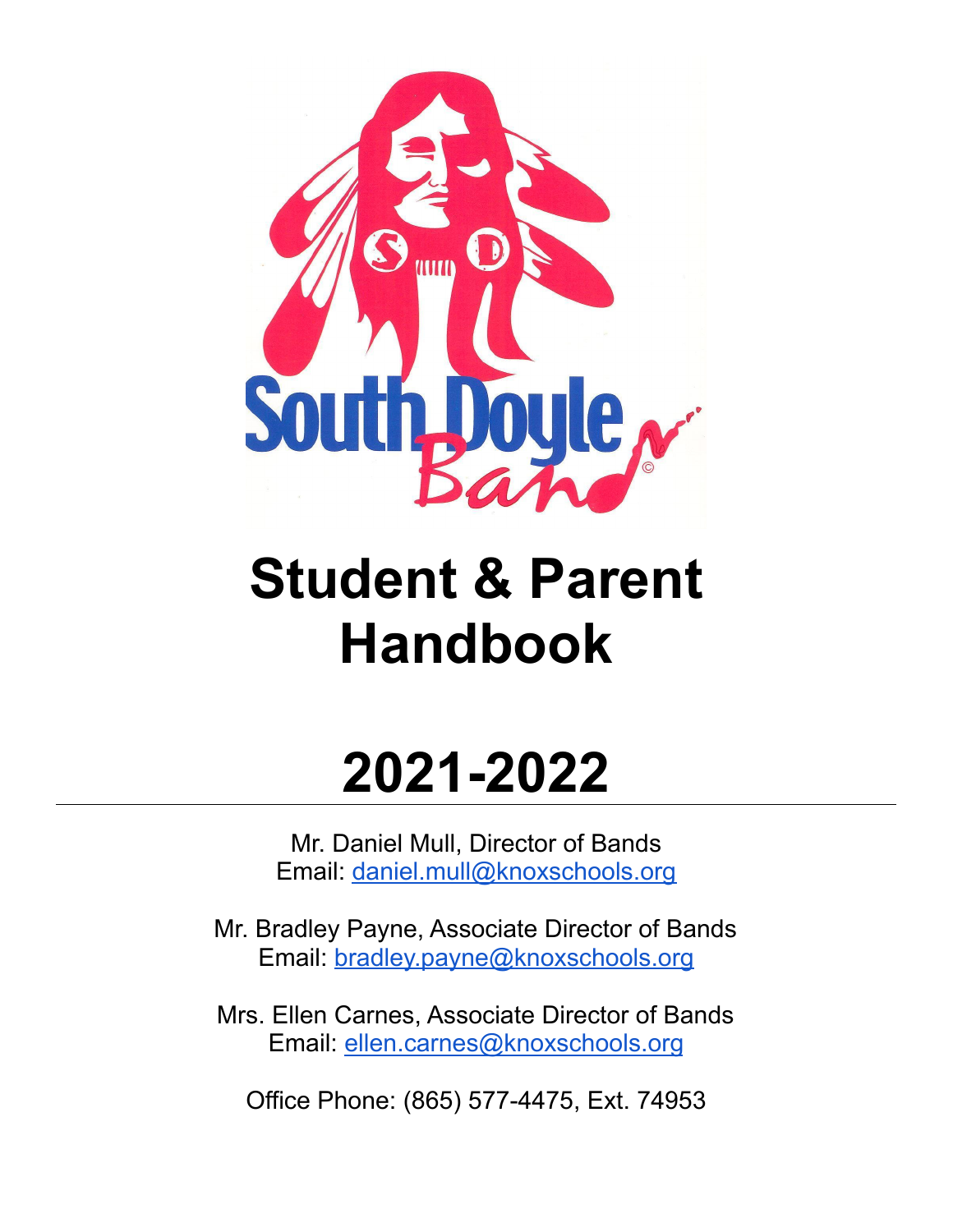# Student & Parent Handbook

# 2021-2022

---

Mr. Daniel Mull, Director of Bands
Email: daniel.mull@knoxschools.org

Mr. Bradley Payne, Associate Director of Bands
Email: bradley.payne@knoxschools.org

Mrs. Ellen Carnes, Associate Director of Bands
Email: ellen.carnes@knoxschools.org

Office Phone: (865) 577-4475, Ext. 74953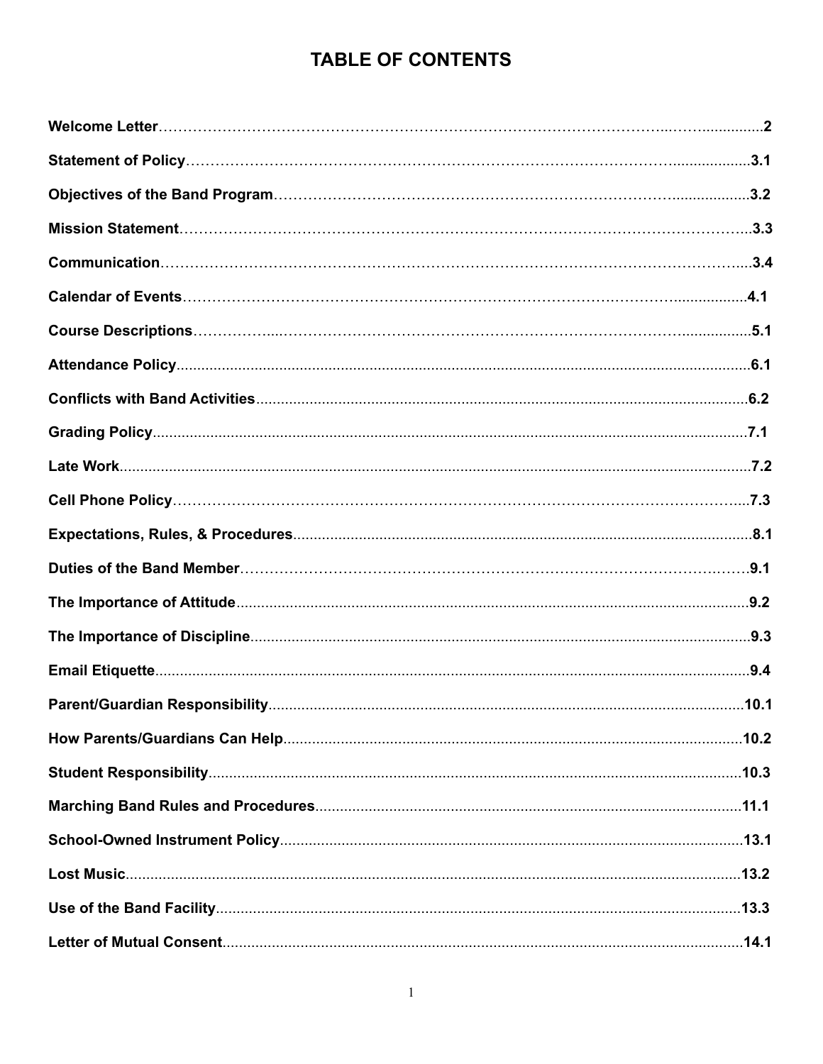# TABLE OF CONTENTS

**Welcome Letter**..........2

**Statement of Policy**..........3.1

**Objectives of the Band Program**..........3.2

**Mission Statement**..........3.3

**Communication**..........3.4

**Calendar of Events**..........4.1

**Course Descriptions**..........5.1

**Attendance Policy**..........6.1

**Conflicts with Band Activities**..........6.2

**Grading Policy**..........7.1

**Late Work**..........7.2

**Cell Phone Policy**..........7.3

**Expectations, Rules, & Procedures**..........8.1

**Duties of the Band Member**..........9.1

**The Importance of Attitude**..........9.2

**The Importance of Discipline**..........9.3

**Email Etiquette**..........9.4

**Parent/Guardian Responsibility**..........10.1

**How Parents/Guardians Can Help**..........10.2

**Student Responsibility**..........10.3

**Marching Band Rules and Procedures**..........11.1

**School-Owned Instrument Policy**..........13.1

**Lost Music**..........13.2

**Use of the Band Facility**..........13.3

**Letter of Mutual Consent**..........14.1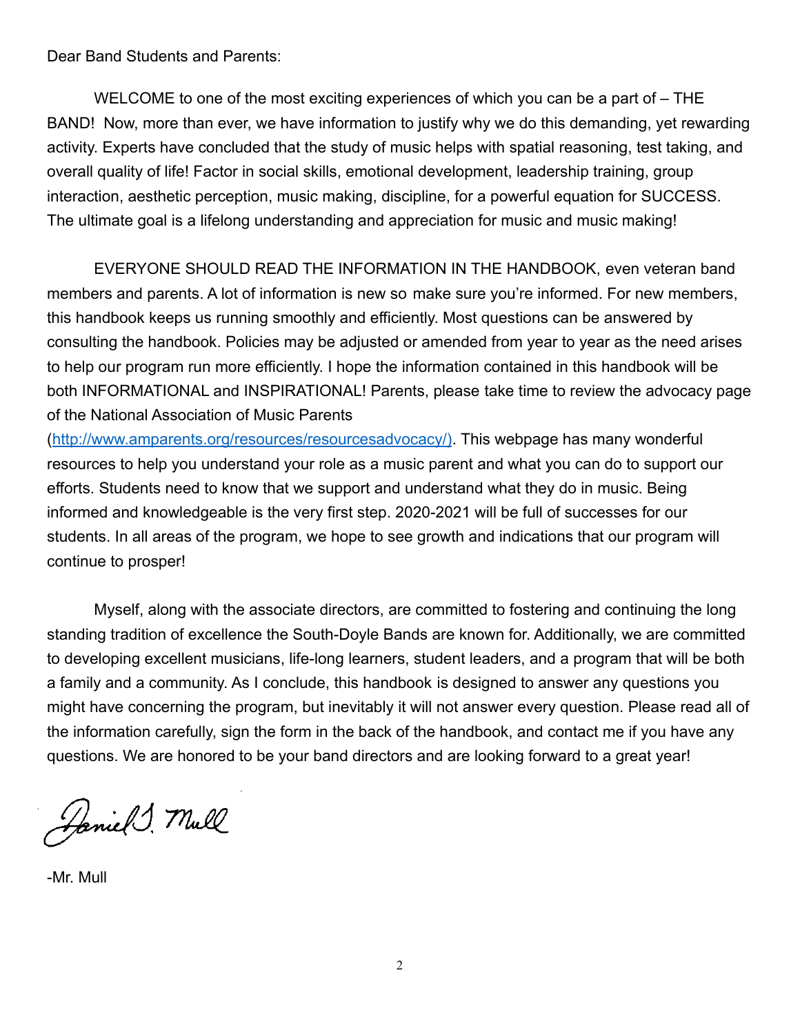Dear Band Students and Parents:

WELCOME to one of the most exciting experiences of which you can be a part of – THE BAND! Now, more than ever, we have information to justify why we do this demanding, yet rewarding activity. Experts have concluded that the study of music helps with spatial reasoning, test taking, and overall quality of life! Factor in social skills, emotional development, leadership training, group interaction, aesthetic perception, music making, discipline, for a powerful equation for SUCCESS. The ultimate goal is a lifelong understanding and appreciation for music and music making!

EVERYONE SHOULD READ THE INFORMATION IN THE HANDBOOK, even veteran band members and parents. A lot of information is new so make sure you're informed. For new members, this handbook keeps us running smoothly and efficiently. Most questions can be answered by consulting the handbook. Policies may be adjusted or amended from year to year as the need arises to help our program run more efficiently. I hope the information contained in this handbook will be both INFORMATIONAL and INSPIRATIONAL! Parents, please take time to review the advocacy page of the National Association of Music Parents ([http://www.amparents.org/resources/resourcesadvocacy/)](http://www.amparents.org/resources/resourcesadvocacy/). This webpage has many wonderful resources to help you understand your role as a music parent and what you can do to support our efforts. Students need to know that we support and understand what they do in music. Being informed and knowledgeable is the very first step. 2020-2021 will be full of successes for our students. In all areas of the program, we hope to see growth and indications that our program will continue to prosper!

Myself, along with the associate directors, are committed to fostering and continuing the long standing tradition of excellence the South-Doyle Bands are known for. Additionally, we are committed to developing excellent musicians, life-long learners, student leaders, and a program that will be both a family and a community. As I conclude, this handbook is designed to answer any questions you might have concerning the program, but inevitably it will not answer every question. Please read all of the information carefully, sign the form in the back of the handbook, and contact me if you have any questions. We are honored to be your band directors and are looking forward to a great year!

Daniel J. Mull

-Mr. Mull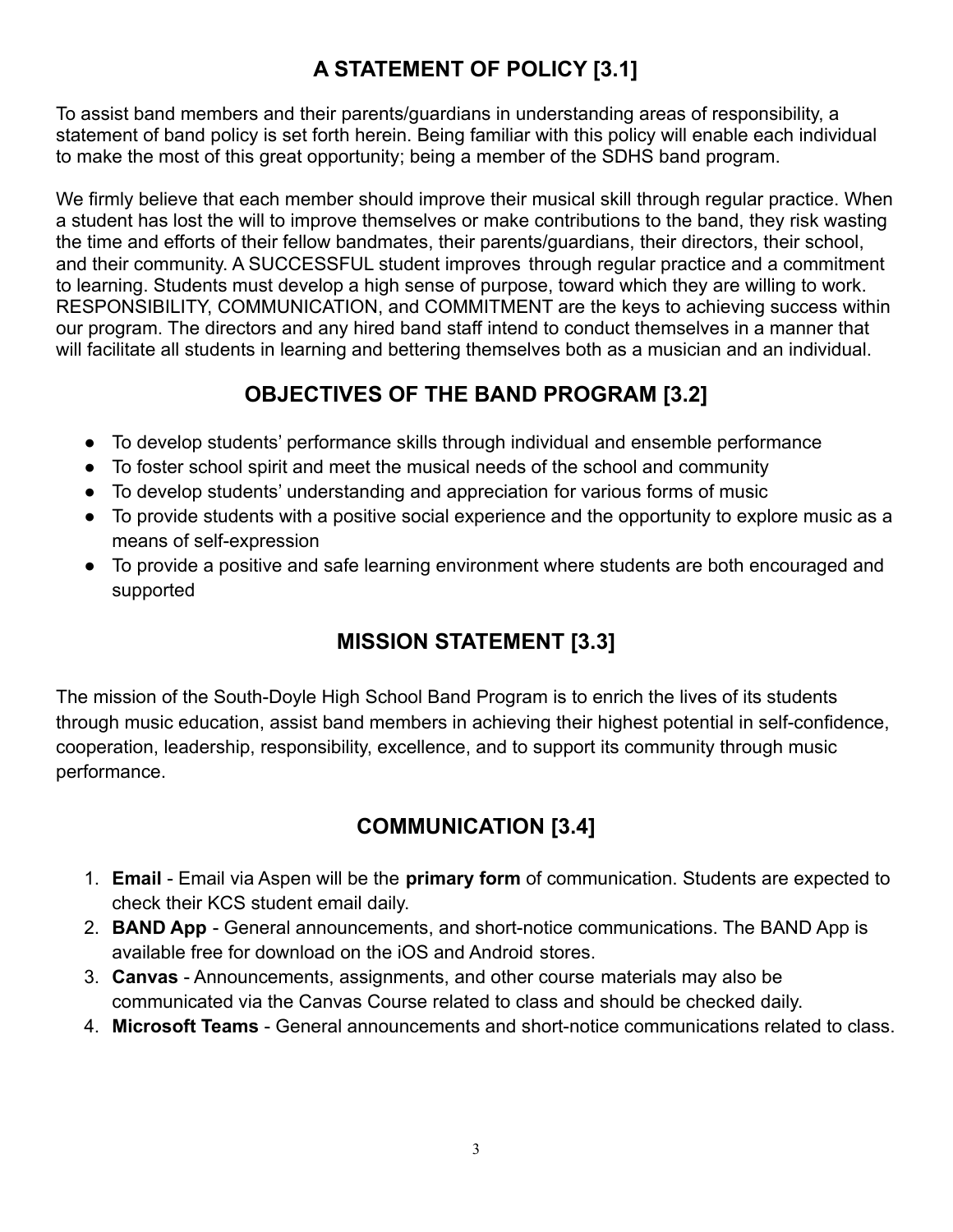## A STATEMENT OF POLICY [3.1]

To assist band members and their parents/guardians in understanding areas of responsibility, a statement of band policy is set forth herein. Being familiar with this policy will enable each individual to make the most of this great opportunity; being a member of the SDHS band program.

We firmly believe that each member should improve their musical skill through regular practice. When a student has lost the will to improve themselves or make contributions to the band, they risk wasting the time and efforts of their fellow bandmates, their parents/guardians, their directors, their school, and their community. A SUCCESSFUL student improves through regular practice and a commitment to learning. Students must develop a high sense of purpose, toward which they are willing to work. RESPONSIBILITY, COMMUNICATION, and COMMITMENT are the keys to achieving success within our program. The directors and any hired band staff intend to conduct themselves in a manner that will facilitate all students in learning and bettering themselves both as a musician and an individual.

## OBJECTIVES OF THE BAND PROGRAM [3.2]

- To develop students' performance skills through individual and ensemble performance
- To foster school spirit and meet the musical needs of the school and community
- To develop students' understanding and appreciation for various forms of music
- To provide students with a positive social experience and the opportunity to explore music as a means of self-expression
- To provide a positive and safe learning environment where students are both encouraged and supported

## MISSION STATEMENT [3.3]

The mission of the South-Doyle High School Band Program is to enrich the lives of its students through music education, assist band members in achieving their highest potential in self-confidence, cooperation, leadership, responsibility, excellence, and to support its community through music performance.

## COMMUNICATION [3.4]

1. **Email** - Email via Aspen will be the **primary form** of communication. Students are expected to check their KCS student email daily.
2. **BAND App** - General announcements, and short-notice communications. The BAND App is available free for download on the iOS and Android stores.
3. **Canvas** - Announcements, assignments, and other course materials may also be communicated via the Canvas Course related to class and should be checked daily.
4. **Microsoft Teams** - General announcements and short-notice communications related to class.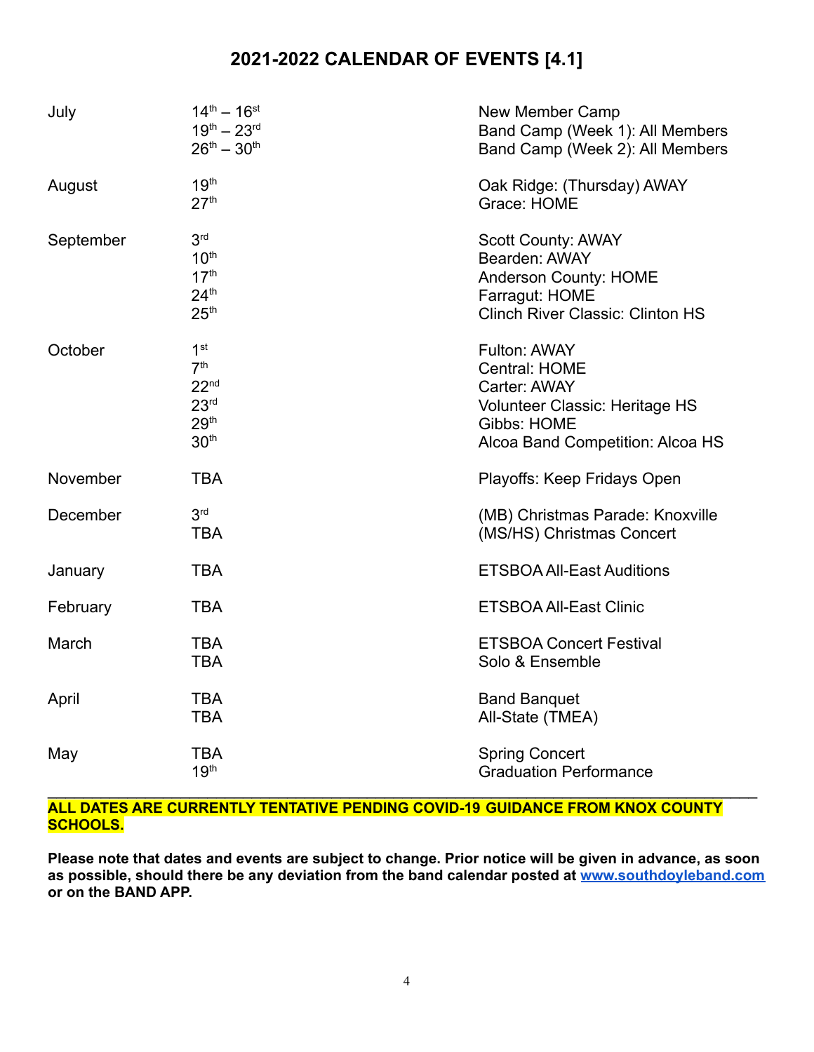# 2021-2022 CALENDAR OF EVENTS [4.1]

| Month | Date | Event |
|---|---|---|
| July | 14th – 16st | New Member Camp |
| | 19th – 23rd | Band Camp (Week 1): All Members |
| | 26th – 30th | Band Camp (Week 2): All Members |
| August | 19th | Oak Ridge: (Thursday) AWAY |
| | 27th | Grace: HOME |
| September | 3rd | Scott County: AWAY |
| | 10th | Bearden: AWAY |
| | 17th | Anderson County: HOME |
| | 24th | Farragut: HOME |
| | 25th | Clinch River Classic: Clinton HS |
| October | 1st | Fulton: AWAY |
| | 7th | Central: HOME |
| | 22nd | Carter: AWAY |
| | 23rd | Volunteer Classic: Heritage HS |
| | 29th | Gibbs: HOME |
| | 30th | Alcoa Band Competition: Alcoa HS |
| November | TBA | Playoffs: Keep Fridays Open |
| December | 3rd | (MB) Christmas Parade: Knoxville |
| | TBA | (MS/HS) Christmas Concert |
| January | TBA | ETSBOA All-East Auditions |
| February | TBA | ETSBOA All-East Clinic |
| March | TBA | ETSBOA Concert Festival |
| | TBA | Solo & Ensemble |
| April | TBA | Band Banquet |
| | TBA | All-State (TMEA) |
| May | TBA | Spring Concert |
| | 19th | Graduation Performance |

**ALL DATES ARE CURRENTLY TENTATIVE PENDING COVID-19 GUIDANCE FROM KNOX COUNTY SCHOOLS.**

**Please note that dates and events are subject to change. Prior notice will be given in advance, as soon as possible, should there be any deviation from the band calendar posted at [www.southdoyleband.com](http://www.southdoyleband.com) or on the BAND APP.**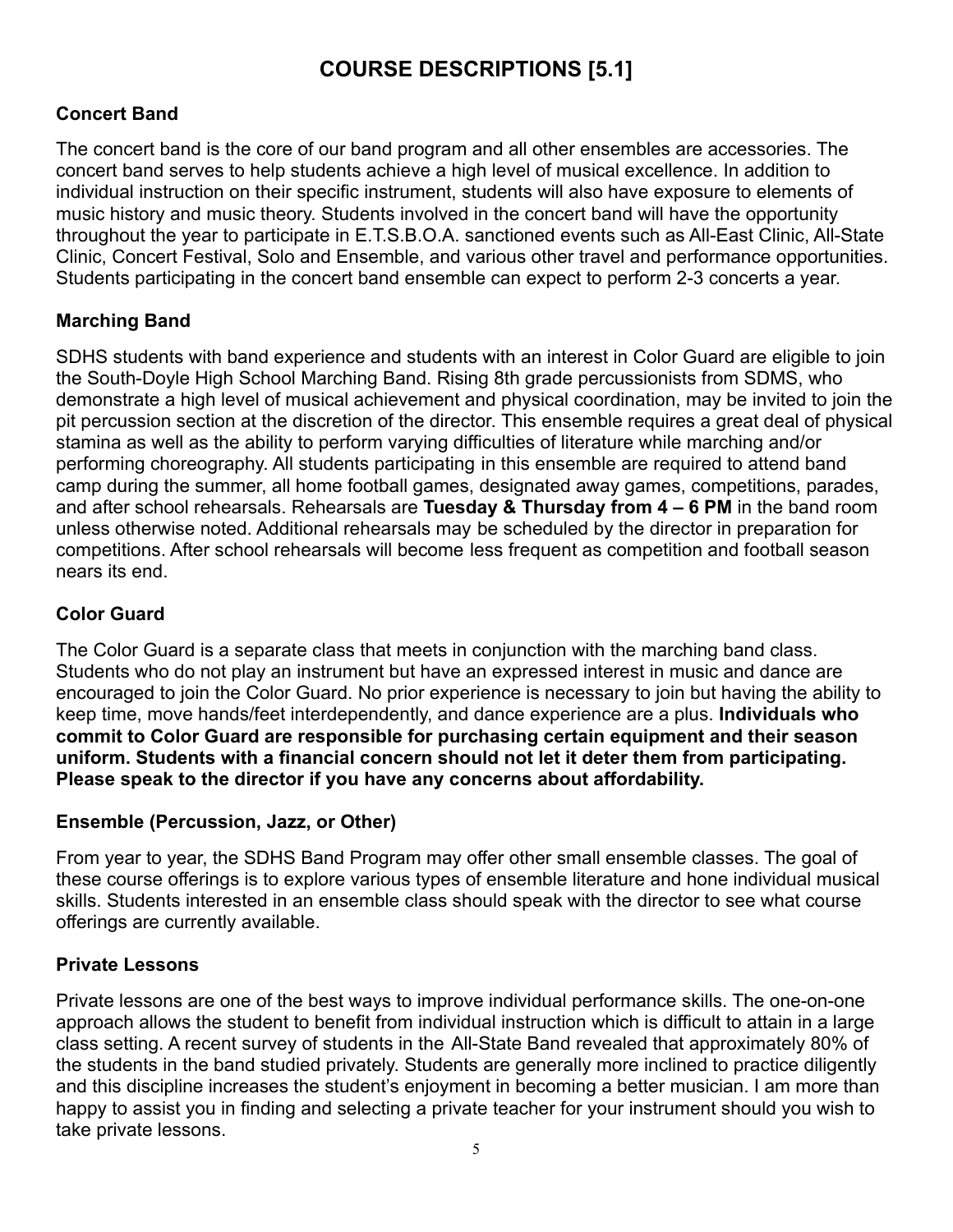# COURSE DESCRIPTIONS [5.1]

### Concert Band

The concert band is the core of our band program and all other ensembles are accessories. The concert band serves to help students achieve a high level of musical excellence. In addition to individual instruction on their specific instrument, students will also have exposure to elements of music history and music theory. Students involved in the concert band will have the opportunity throughout the year to participate in E.T.S.B.O.A. sanctioned events such as All-East Clinic, All-State Clinic, Concert Festival, Solo and Ensemble, and various other travel and performance opportunities. Students participating in the concert band ensemble can expect to perform 2-3 concerts a year.

### Marching Band

SDHS students with band experience and students with an interest in Color Guard are eligible to join the South-Doyle High School Marching Band. Rising 8th grade percussionists from SDMS, who demonstrate a high level of musical achievement and physical coordination, may be invited to join the pit percussion section at the discretion of the director. This ensemble requires a great deal of physical stamina as well as the ability to perform varying difficulties of literature while marching and/or performing choreography. All students participating in this ensemble are required to attend band camp during the summer, all home football games, designated away games, competitions, parades, and after school rehearsals. Rehearsals are **Tuesday & Thursday from 4 – 6 PM** in the band room unless otherwise noted. Additional rehearsals may be scheduled by the director in preparation for competitions. After school rehearsals will become less frequent as competition and football season nears its end.

### Color Guard

The Color Guard is a separate class that meets in conjunction with the marching band class. Students who do not play an instrument but have an expressed interest in music and dance are encouraged to join the Color Guard. No prior experience is necessary to join but having the ability to keep time, move hands/feet interdependently, and dance experience are a plus. **Individuals who commit to Color Guard are responsible for purchasing certain equipment and their season uniform. Students with a financial concern should not let it deter them from participating. Please speak to the director if you have any concerns about affordability.**

### Ensemble (Percussion, Jazz, or Other)

From year to year, the SDHS Band Program may offer other small ensemble classes. The goal of these course offerings is to explore various types of ensemble literature and hone individual musical skills. Students interested in an ensemble class should speak with the director to see what course offerings are currently available.

### Private Lessons

Private lessons are one of the best ways to improve individual performance skills. The one-on-one approach allows the student to benefit from individual instruction which is difficult to attain in a large class setting. A recent survey of students in the All-State Band revealed that approximately 80% of the students in the band studied privately. Students are generally more inclined to practice diligently and this discipline increases the student's enjoyment in becoming a better musician. I am more than happy to assist you in finding and selecting a private teacher for your instrument should you wish to take private lessons.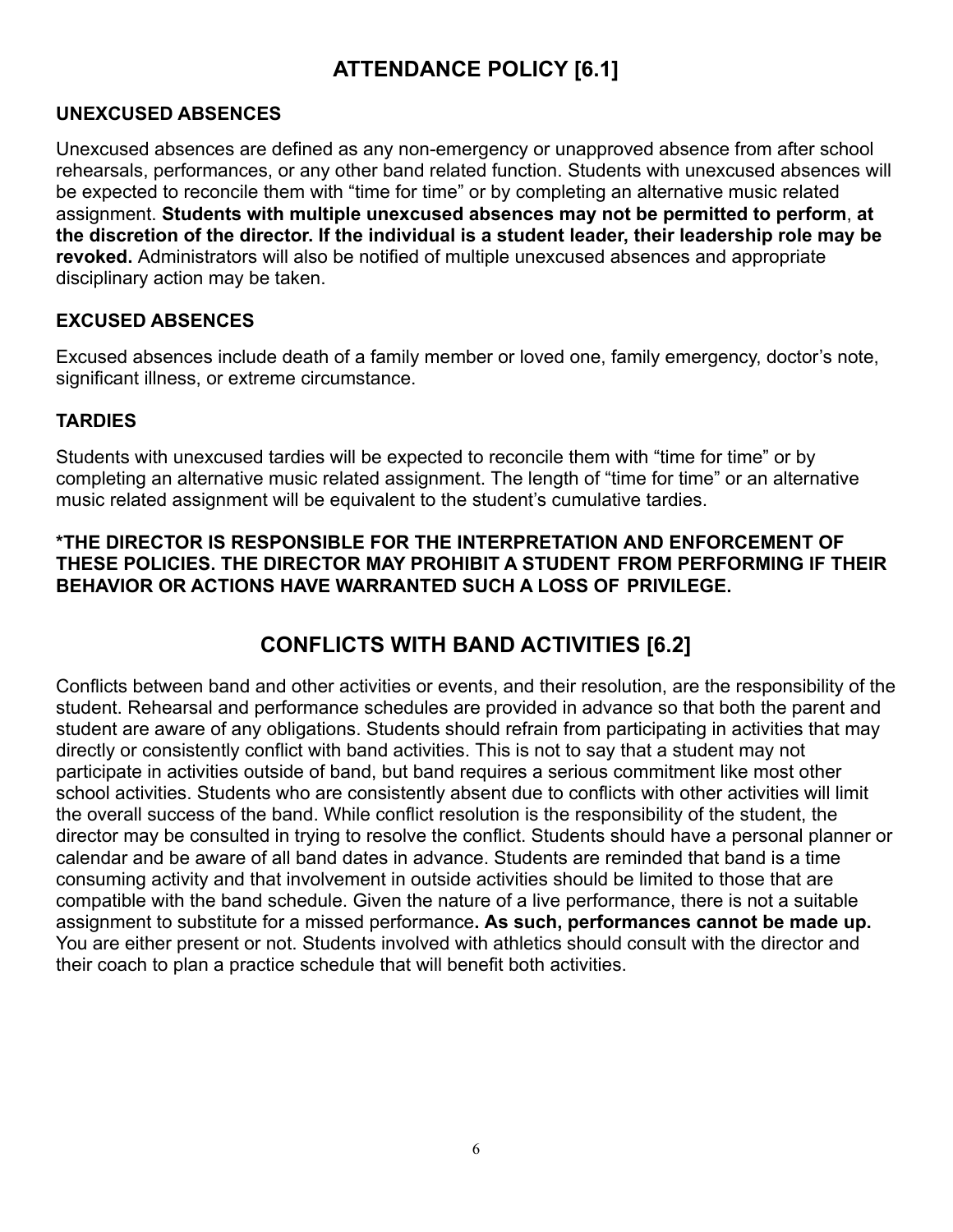# ATTENDANCE POLICY [6.1]

### UNEXCUSED ABSENCES

Unexcused absences are defined as any non-emergency or unapproved absence from after school rehearsals, performances, or any other band related function. Students with unexcused absences will be expected to reconcile them with "time for time" or by completing an alternative music related assignment. **Students with multiple unexcused absences may not be permitted to perform**, **at the discretion of the director. If the individual is a student leader, their leadership role may be revoked.** Administrators will also be notified of multiple unexcused absences and appropriate disciplinary action may be taken.

### EXCUSED ABSENCES

Excused absences include death of a family member or loved one, family emergency, doctor's note, significant illness, or extreme circumstance.

### TARDIES

Students with unexcused tardies will be expected to reconcile them with "time for time" or by completing an alternative music related assignment. The length of "time for time" or an alternative music related assignment will be equivalent to the student's cumulative tardies.

**\*THE DIRECTOR IS RESPONSIBLE FOR THE INTERPRETATION AND ENFORCEMENT OF THESE POLICIES. THE DIRECTOR MAY PROHIBIT A STUDENT FROM PERFORMING IF THEIR BEHAVIOR OR ACTIONS HAVE WARRANTED SUCH A LOSS OF PRIVILEGE.**

# CONFLICTS WITH BAND ACTIVITIES [6.2]

Conflicts between band and other activities or events, and their resolution, are the responsibility of the student. Rehearsal and performance schedules are provided in advance so that both the parent and student are aware of any obligations. Students should refrain from participating in activities that may directly or consistently conflict with band activities. This is not to say that a student may not participate in activities outside of band, but band requires a serious commitment like most other school activities. Students who are consistently absent due to conflicts with other activities will limit the overall success of the band. While conflict resolution is the responsibility of the student, the director may be consulted in trying to resolve the conflict. Students should have a personal planner or calendar and be aware of all band dates in advance. Students are reminded that band is a time consuming activity and that involvement in outside activities should be limited to those that are compatible with the band schedule. Given the nature of a live performance, there is not a suitable assignment to substitute for a missed performance**. As such, performances cannot be made up.** You are either present or not. Students involved with athletics should consult with the director and their coach to plan a practice schedule that will benefit both activities.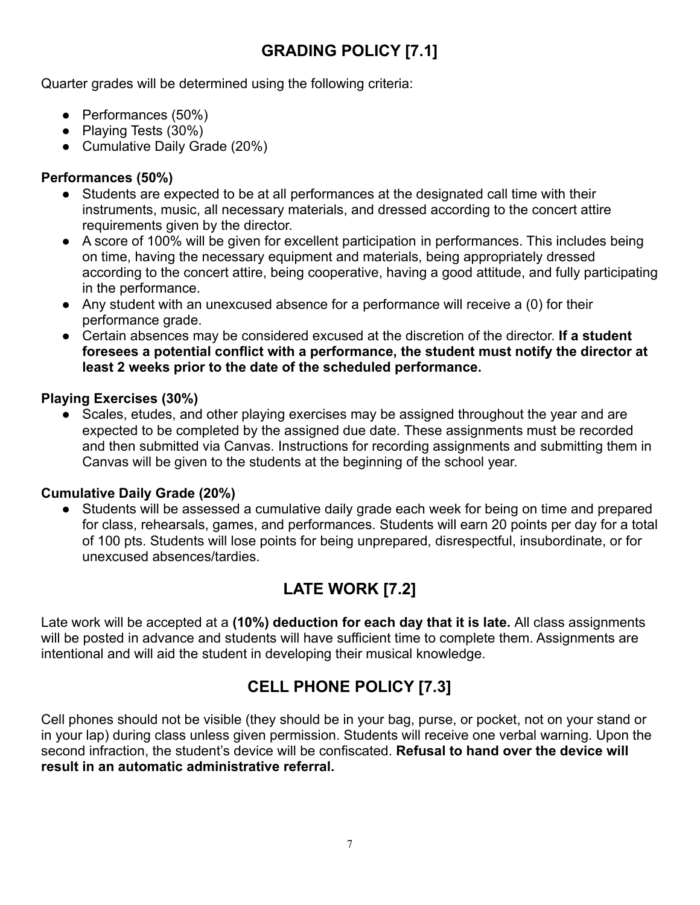## GRADING POLICY [7.1]

Quarter grades will be determined using the following criteria:

- Performances (50%)
- Playing Tests (30%)
- Cumulative Daily Grade (20%)

**Performances (50%)**

- Students are expected to be at all performances at the designated call time with their instruments, music, all necessary materials, and dressed according to the concert attire requirements given by the director.
- A score of 100% will be given for excellent participation in performances. This includes being on time, having the necessary equipment and materials, being appropriately dressed according to the concert attire, being cooperative, having a good attitude, and fully participating in the performance.
- Any student with an unexcused absence for a performance will receive a (0) for their performance grade.
- Certain absences may be considered excused at the discretion of the director. **If a student foresees a potential conflict with a performance, the student must notify the director at least 2 weeks prior to the date of the scheduled performance.**

**Playing Exercises (30%)**

- Scales, etudes, and other playing exercises may be assigned throughout the year and are expected to be completed by the assigned due date. These assignments must be recorded and then submitted via Canvas. Instructions for recording assignments and submitting them in Canvas will be given to the students at the beginning of the school year.

**Cumulative Daily Grade (20%)**

- Students will be assessed a cumulative daily grade each week for being on time and prepared for class, rehearsals, games, and performances. Students will earn 20 points per day for a total of 100 pts. Students will lose points for being unprepared, disrespectful, insubordinate, or for unexcused absences/tardies.

## LATE WORK [7.2]

Late work will be accepted at a **(10%) deduction for each day that it is late.** All class assignments will be posted in advance and students will have sufficient time to complete them. Assignments are intentional and will aid the student in developing their musical knowledge.

## CELL PHONE POLICY [7.3]

Cell phones should not be visible (they should be in your bag, purse, or pocket, not on your stand or in your lap) during class unless given permission. Students will receive one verbal warning. Upon the second infraction, the student's device will be confiscated. **Refusal to hand over the device will result in an automatic administrative referral.**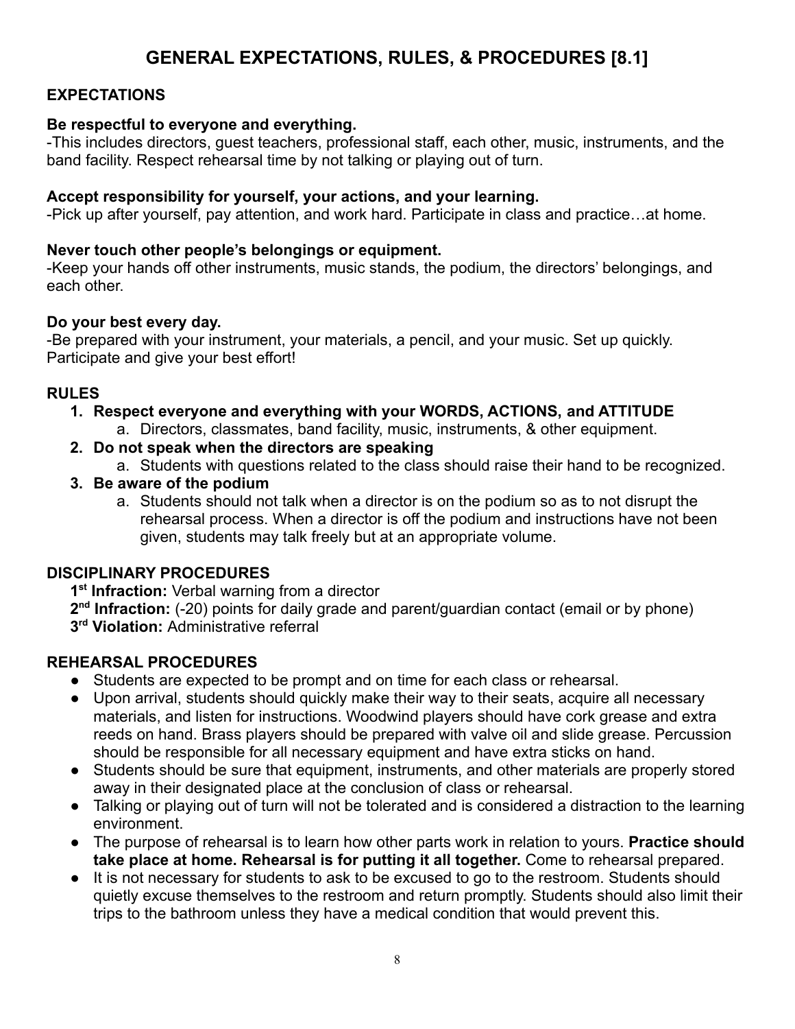# GENERAL EXPECTATIONS, RULES, & PROCEDURES [8.1]

## EXPECTATIONS

**Be respectful to everyone and everything.**
-This includes directors, guest teachers, professional staff, each other, music, instruments, and the band facility. Respect rehearsal time by not talking or playing out of turn.

**Accept responsibility for yourself, your actions, and your learning.**
-Pick up after yourself, pay attention, and work hard. Participate in class and practice…at home.

**Never touch other people's belongings or equipment.**
-Keep your hands off other instruments, music stands, the podium, the directors' belongings, and each other.

**Do your best every day.**
-Be prepared with your instrument, your materials, a pencil, and your music. Set up quickly. Participate and give your best effort!

## RULES

1. **Respect everyone and everything with your WORDS, ACTIONS, and ATTITUDE**
   a. Directors, classmates, band facility, music, instruments, & other equipment.
2. **Do not speak when the directors are speaking**
   a. Students with questions related to the class should raise their hand to be recognized.
3. **Be aware of the podium**
   a. Students should not talk when a director is on the podium so as to not disrupt the rehearsal process. When a director is off the podium and instructions have not been given, students may talk freely but at an appropriate volume.

## DISCIPLINARY PROCEDURES

**1st Infraction:** Verbal warning from a director
**2nd Infraction:** (-20) points for daily grade and parent/guardian contact (email or by phone)
**3rd Violation:** Administrative referral

## REHEARSAL PROCEDURES

- Students are expected to be prompt and on time for each class or rehearsal.
- Upon arrival, students should quickly make their way to their seats, acquire all necessary materials, and listen for instructions. Woodwind players should have cork grease and extra reeds on hand. Brass players should be prepared with valve oil and slide grease. Percussion should be responsible for all necessary equipment and have extra sticks on hand.
- Students should be sure that equipment, instruments, and other materials are properly stored away in their designated place at the conclusion of class or rehearsal.
- Talking or playing out of turn will not be tolerated and is considered a distraction to the learning environment.
- The purpose of rehearsal is to learn how other parts work in relation to yours. **Practice should take place at home. Rehearsal is for putting it all together.** Come to rehearsal prepared.
- It is not necessary for students to ask to be excused to go to the restroom. Students should quietly excuse themselves to the restroom and return promptly. Students should also limit their trips to the bathroom unless they have a medical condition that would prevent this.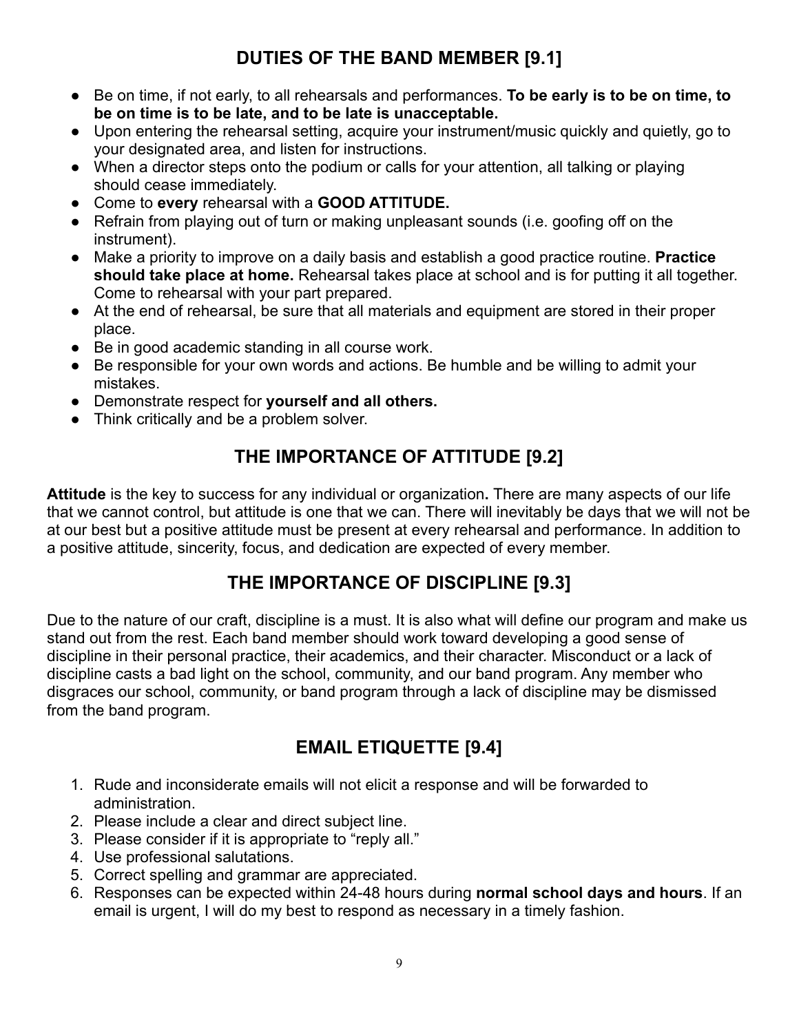## DUTIES OF THE BAND MEMBER [9.1]

- Be on time, if not early, to all rehearsals and performances. **To be early is to be on time, to be on time is to be late, and to be late is unacceptable.**
- Upon entering the rehearsal setting, acquire your instrument/music quickly and quietly, go to your designated area, and listen for instructions.
- When a director steps onto the podium or calls for your attention, all talking or playing should cease immediately.
- Come to **every** rehearsal with a **GOOD ATTITUDE.**
- Refrain from playing out of turn or making unpleasant sounds (i.e. goofing off on the instrument).
- Make a priority to improve on a daily basis and establish a good practice routine. **Practice should take place at home.** Rehearsal takes place at school and is for putting it all together. Come to rehearsal with your part prepared.
- At the end of rehearsal, be sure that all materials and equipment are stored in their proper place.
- Be in good academic standing in all course work.
- Be responsible for your own words and actions. Be humble and be willing to admit your mistakes.
- Demonstrate respect for **yourself and all others.**
- Think critically and be a problem solver.

## THE IMPORTANCE OF ATTITUDE [9.2]

**Attitude** is the key to success for any individual or organization**.** There are many aspects of our life that we cannot control, but attitude is one that we can. There will inevitably be days that we will not be at our best but a positive attitude must be present at every rehearsal and performance. In addition to a positive attitude, sincerity, focus, and dedication are expected of every member.

## THE IMPORTANCE OF DISCIPLINE [9.3]

Due to the nature of our craft, discipline is a must. It is also what will define our program and make us stand out from the rest. Each band member should work toward developing a good sense of discipline in their personal practice, their academics, and their character. Misconduct or a lack of discipline casts a bad light on the school, community, and our band program. Any member who disgraces our school, community, or band program through a lack of discipline may be dismissed from the band program.

## EMAIL ETIQUETTE [9.4]

1. Rude and inconsiderate emails will not elicit a response and will be forwarded to administration.
2. Please include a clear and direct subject line.
3. Please consider if it is appropriate to "reply all."
4. Use professional salutations.
5. Correct spelling and grammar are appreciated.
6. Responses can be expected within 24-48 hours during **normal school days and hours**. If an email is urgent, I will do my best to respond as necessary in a timely fashion.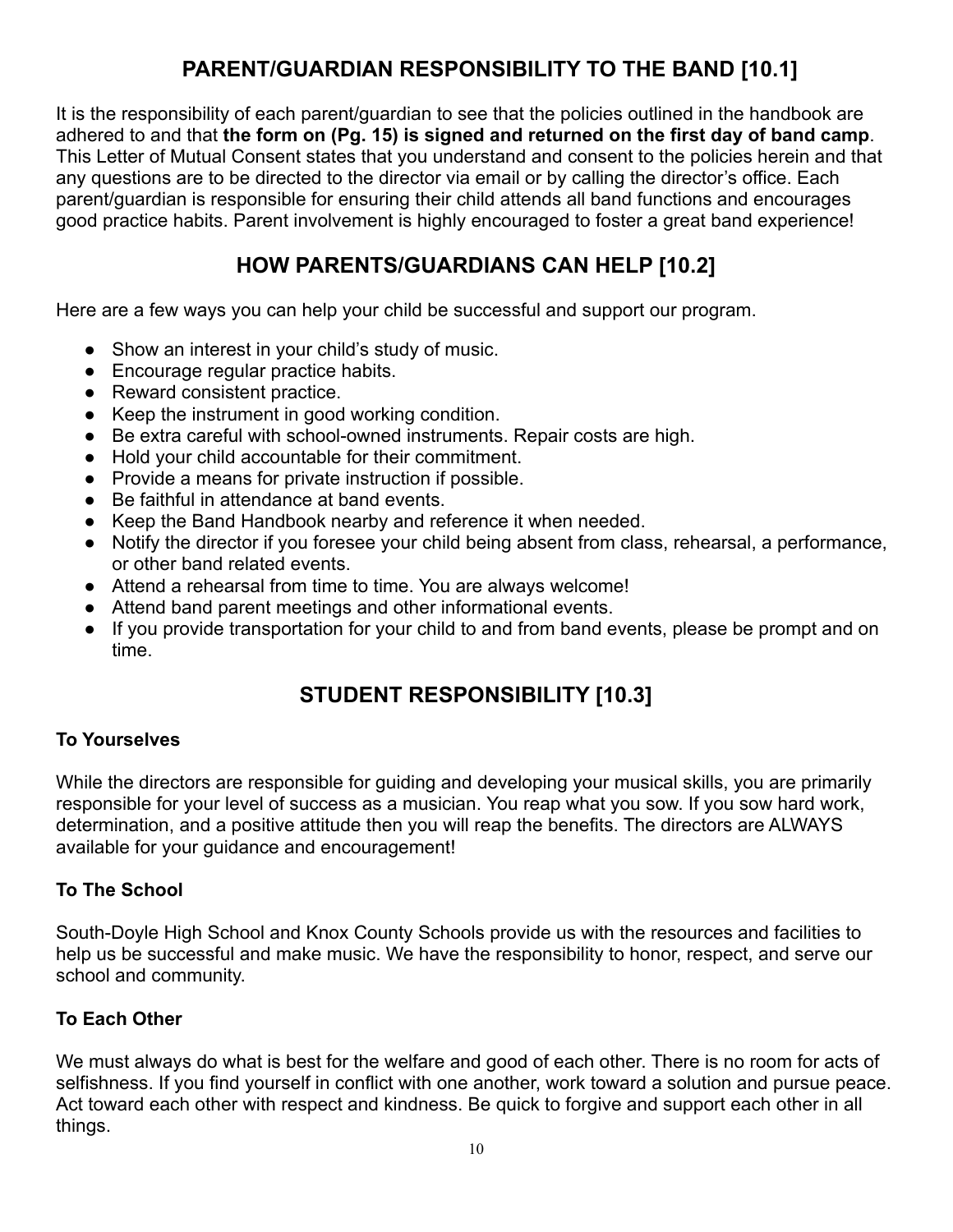## PARENT/GUARDIAN RESPONSIBILITY TO THE BAND [10.1]

It is the responsibility of each parent/guardian to see that the policies outlined in the handbook are adhered to and that **the form on (Pg. 15) is signed and returned on the first day of band camp**. This Letter of Mutual Consent states that you understand and consent to the policies herein and that any questions are to be directed to the director via email or by calling the director's office. Each parent/guardian is responsible for ensuring their child attends all band functions and encourages good practice habits. Parent involvement is highly encouraged to foster a great band experience!

## HOW PARENTS/GUARDIANS CAN HELP [10.2]

Here are a few ways you can help your child be successful and support our program.

- Show an interest in your child's study of music.
- Encourage regular practice habits.
- Reward consistent practice.
- Keep the instrument in good working condition.
- Be extra careful with school-owned instruments. Repair costs are high.
- Hold your child accountable for their commitment.
- Provide a means for private instruction if possible.
- Be faithful in attendance at band events.
- Keep the Band Handbook nearby and reference it when needed.
- Notify the director if you foresee your child being absent from class, rehearsal, a performance, or other band related events.
- Attend a rehearsal from time to time. You are always welcome!
- Attend band parent meetings and other informational events.
- If you provide transportation for your child to and from band events, please be prompt and on time.

## STUDENT RESPONSIBILITY [10.3]

### To Yourselves

While the directors are responsible for guiding and developing your musical skills, you are primarily responsible for your level of success as a musician. You reap what you sow. If you sow hard work, determination, and a positive attitude then you will reap the benefits. The directors are ALWAYS available for your guidance and encouragement!

### To The School

South-Doyle High School and Knox County Schools provide us with the resources and facilities to help us be successful and make music. We have the responsibility to honor, respect, and serve our school and community.

### To Each Other

We must always do what is best for the welfare and good of each other. There is no room for acts of selfishness. If you find yourself in conflict with one another, work toward a solution and pursue peace. Act toward each other with respect and kindness. Be quick to forgive and support each other in all things.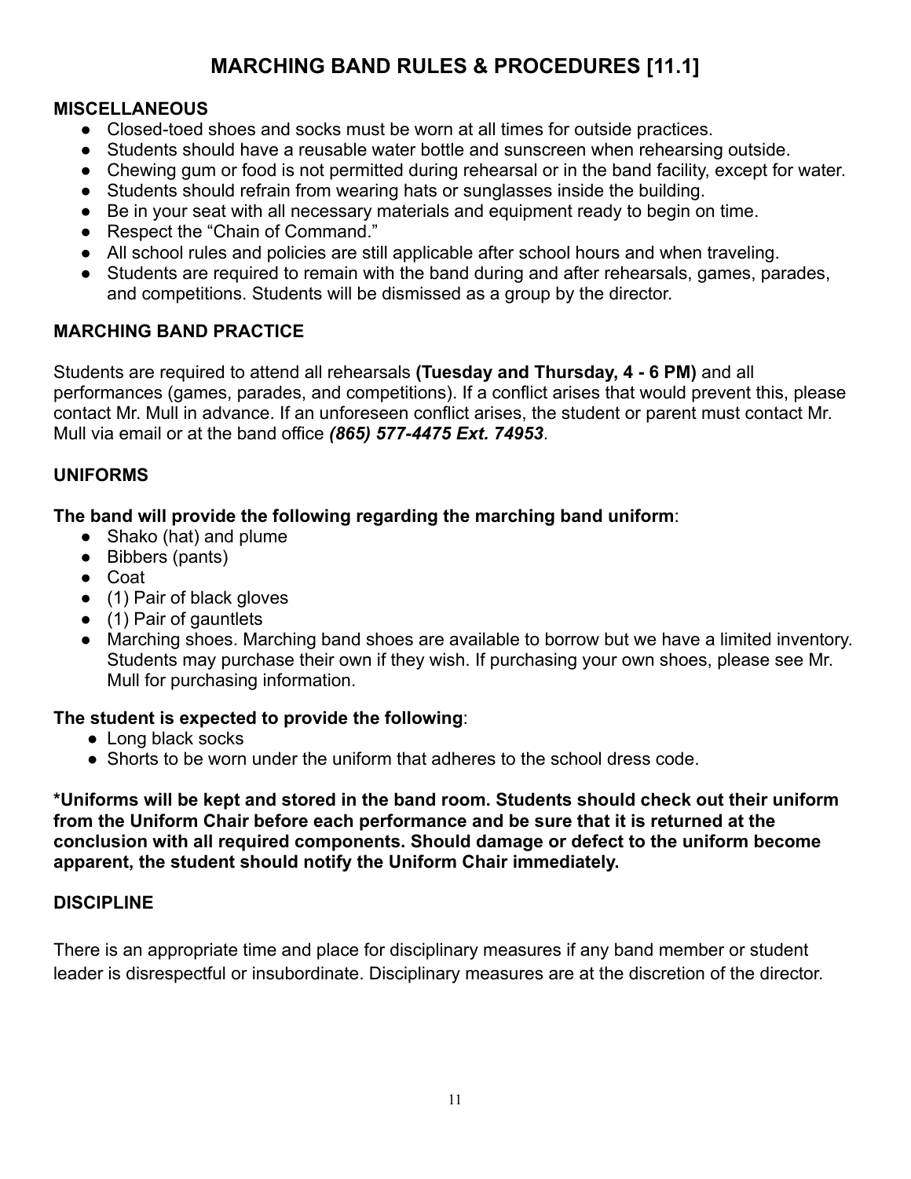# MARCHING BAND RULES & PROCEDURES [11.1]

### MISCELLANEOUS

- Closed-toed shoes and socks must be worn at all times for outside practices.
- Students should have a reusable water bottle and sunscreen when rehearsing outside.
- Chewing gum or food is not permitted during rehearsal or in the band facility, except for water.
- Students should refrain from wearing hats or sunglasses inside the building.
- Be in your seat with all necessary materials and equipment ready to begin on time.
- Respect the "Chain of Command."
- All school rules and policies are still applicable after school hours and when traveling.
- Students are required to remain with the band during and after rehearsals, games, parades, and competitions. Students will be dismissed as a group by the director.

### MARCHING BAND PRACTICE

Students are required to attend all rehearsals **(Tuesday and Thursday, 4 - 6 PM)** and all performances (games, parades, and competitions). If a conflict arises that would prevent this, please contact Mr. Mull in advance. If an unforeseen conflict arises, the student or parent must contact Mr. Mull via email or at the band office ***(865) 577-4475 Ext. 74953***.

### UNIFORMS

**The band will provide the following regarding the marching band uniform**:

- Shako (hat) and plume
- Bibbers (pants)
- Coat
- (1) Pair of black gloves
- (1) Pair of gauntlets
- Marching shoes. Marching band shoes are available to borrow but we have a limited inventory. Students may purchase their own if they wish. If purchasing your own shoes, please see Mr. Mull for purchasing information.

**The student is expected to provide the following**:

- Long black socks
- Shorts to be worn under the uniform that adheres to the school dress code.

**\*Uniforms will be kept and stored in the band room. Students should check out their uniform from the Uniform Chair before each performance and be sure that it is returned at the conclusion with all required components. Should damage or defect to the uniform become apparent, the student should notify the Uniform Chair immediately.**

### DISCIPLINE

There is an appropriate time and place for disciplinary measures if any band member or student leader is disrespectful or insubordinate. Disciplinary measures are at the discretion of the director.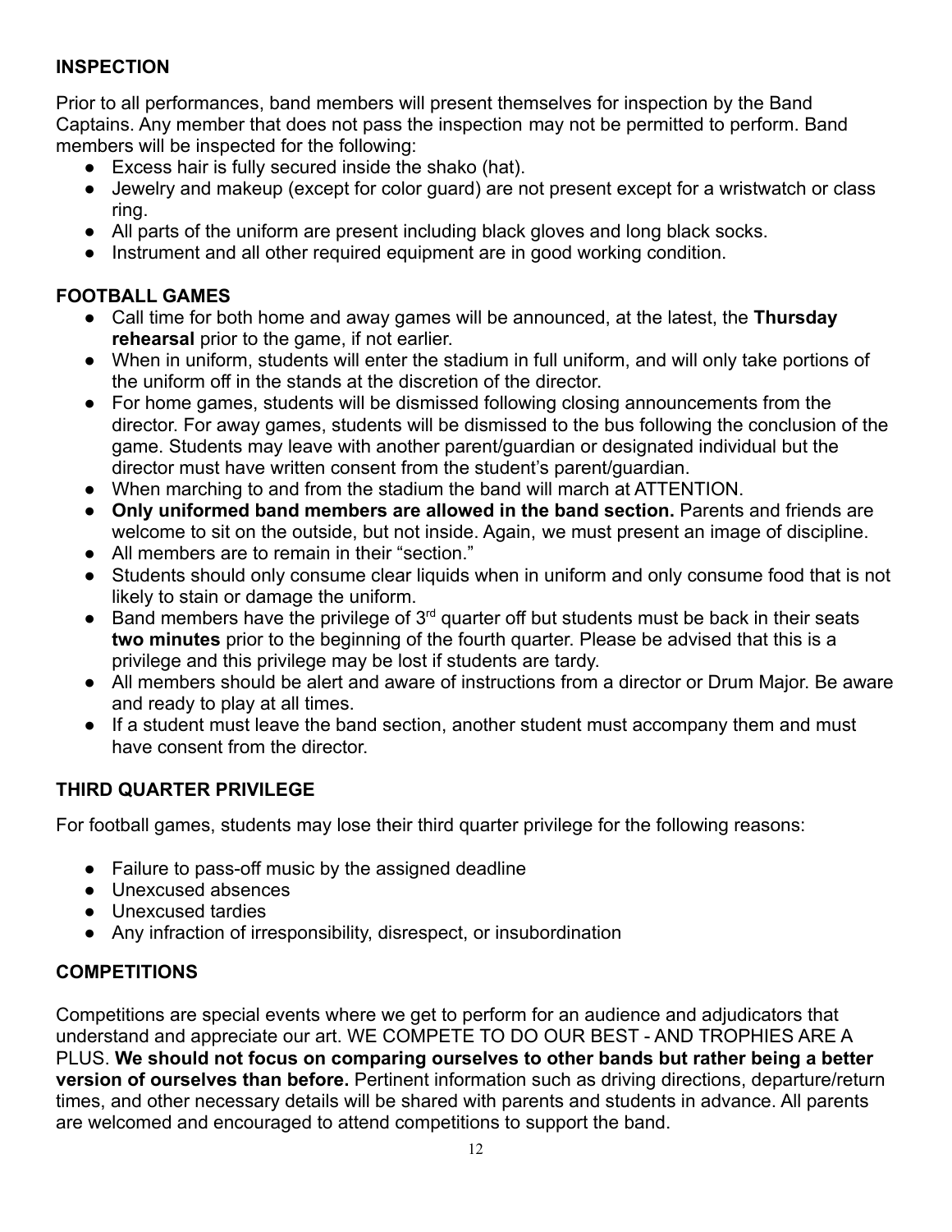## INSPECTION

Prior to all performances, band members will present themselves for inspection by the Band Captains. Any member that does not pass the inspection may not be permitted to perform. Band members will be inspected for the following:

- Excess hair is fully secured inside the shako (hat).
- Jewelry and makeup (except for color guard) are not present except for a wristwatch or class ring.
- All parts of the uniform are present including black gloves and long black socks.
- Instrument and all other required equipment are in good working condition.

## FOOTBALL GAMES

- Call time for both home and away games will be announced, at the latest, the **Thursday rehearsal** prior to the game, if not earlier.
- When in uniform, students will enter the stadium in full uniform, and will only take portions of the uniform off in the stands at the discretion of the director.
- For home games, students will be dismissed following closing announcements from the director. For away games, students will be dismissed to the bus following the conclusion of the game. Students may leave with another parent/guardian or designated individual but the director must have written consent from the student's parent/guardian.
- When marching to and from the stadium the band will march at ATTENTION.
- **Only uniformed band members are allowed in the band section.** Parents and friends are welcome to sit on the outside, but not inside. Again, we must present an image of discipline.
- All members are to remain in their "section."
- Students should only consume clear liquids when in uniform and only consume food that is not likely to stain or damage the uniform.
- Band members have the privilege of 3rd quarter off but students must be back in their seats **two minutes** prior to the beginning of the fourth quarter. Please be advised that this is a privilege and this privilege may be lost if students are tardy.
- All members should be alert and aware of instructions from a director or Drum Major. Be aware and ready to play at all times.
- If a student must leave the band section, another student must accompany them and must have consent from the director.

## THIRD QUARTER PRIVILEGE

For football games, students may lose their third quarter privilege for the following reasons:

- Failure to pass-off music by the assigned deadline
- Unexcused absences
- Unexcused tardies
- Any infraction of irresponsibility, disrespect, or insubordination

## COMPETITIONS

Competitions are special events where we get to perform for an audience and adjudicators that understand and appreciate our art. WE COMPETE TO DO OUR BEST - AND TROPHIES ARE A PLUS. **We should not focus on comparing ourselves to other bands but rather being a better version of ourselves than before.** Pertinent information such as driving directions, departure/return times, and other necessary details will be shared with parents and students in advance. All parents are welcomed and encouraged to attend competitions to support the band.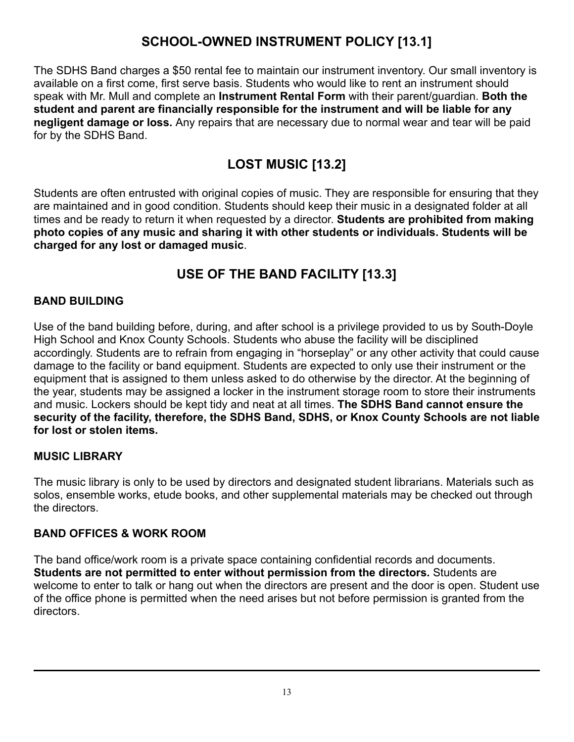## SCHOOL-OWNED INSTRUMENT POLICY [13.1]

The SDHS Band charges a $50 rental fee to maintain our instrument inventory. Our small inventory is available on a first come, first serve basis. Students who would like to rent an instrument should speak with Mr. Mull and complete an **Instrument Rental Form** with their parent/guardian. **Both the student and parent are financially responsible for the instrument and will be liable for any negligent damage or loss.** Any repairs that are necessary due to normal wear and tear will be paid for by the SDHS Band.

## LOST MUSIC [13.2]

Students are often entrusted with original copies of music. They are responsible for ensuring that they are maintained and in good condition. Students should keep their music in a designated folder at all times and be ready to return it when requested by a director. **Students are prohibited from making photo copies of any music and sharing it with other students or individuals. Students will be charged for any lost or damaged music**.

## USE OF THE BAND FACILITY [13.3]

### BAND BUILDING

Use of the band building before, during, and after school is a privilege provided to us by South-Doyle High School and Knox County Schools. Students who abuse the facility will be disciplined accordingly. Students are to refrain from engaging in "horseplay" or any other activity that could cause damage to the facility or band equipment. Students are expected to only use their instrument or the equipment that is assigned to them unless asked to do otherwise by the director. At the beginning of the year, students may be assigned a locker in the instrument storage room to store their instruments and music. Lockers should be kept tidy and neat at all times. **The SDHS Band cannot ensure the security of the facility, therefore, the SDHS Band, SDHS, or Knox County Schools are not liable for lost or stolen items.**

### MUSIC LIBRARY

The music library is only to be used by directors and designated student librarians. Materials such as solos, ensemble works, etude books, and other supplemental materials may be checked out through the directors.

### BAND OFFICES & WORK ROOM

The band office/work room is a private space containing confidential records and documents. **Students are not permitted to enter without permission from the directors.** Students are welcome to enter to talk or hang out when the directors are present and the door is open. Student use of the office phone is permitted when the need arises but not before permission is granted from the directors.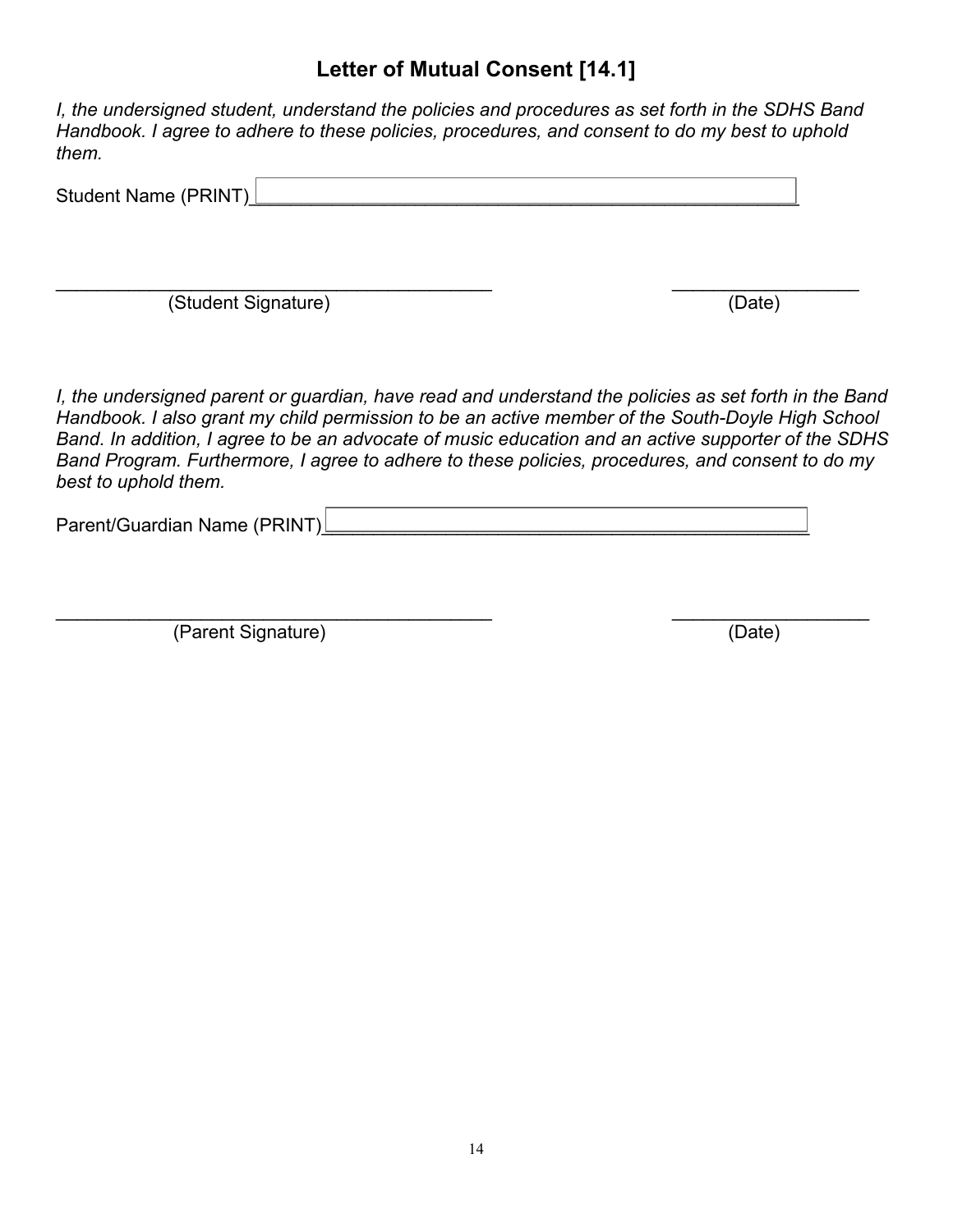# Letter of Mutual Consent [14.1]

*I, the undersigned student, understand the policies and procedures as set forth in the SDHS Band Handbook. I agree to adhere to these policies, procedures, and consent to do my best to uphold them.*

Student Name (PRINT)\_\_\_\_\_\_\_\_\_\_\_\_\_\_\_\_\_\_\_\_\_\_\_\_\_\_\_\_\_\_\_\_\_\_\_\_\_\_\_\_\_\_\_\_\_\_\_\_\_\_\_\_\_\_\_\_

\_\_\_\_\_\_\_\_\_\_\_\_\_\_\_\_\_\_\_\_\_\_\_\_\_\_\_\_\_\_\_\_\_\_\_\_\_\_\_\_\_\_\_\_ \_\_\_\_\_\_\_\_\_\_\_\_\_\_\_\_\_\_\_

(Student Signature) (Date)

*I, the undersigned parent or guardian, have read and understand the policies as set forth in the Band Handbook. I also grant my child permission to be an active member of the South-Doyle High School Band. In addition, I agree to be an advocate of music education and an active supporter of the SDHS Band Program. Furthermore, I agree to adhere to these policies, procedures, and consent to do my best to uphold them.*

Parent/Guardian Name (PRINT)\_\_\_\_\_\_\_\_\_\_\_\_\_\_\_\_\_\_\_\_\_\_\_\_\_\_\_\_\_\_\_\_\_\_\_\_\_\_\_\_\_\_\_\_\_\_\_\_\_

\_\_\_\_\_\_\_\_\_\_\_\_\_\_\_\_\_\_\_\_\_\_\_\_\_\_\_\_\_\_\_\_\_\_\_\_\_\_\_\_\_\_\_\_ \_\_\_\_\_\_\_\_\_\_\_\_\_\_\_\_\_\_\_\_

(Parent Signature) (Date)